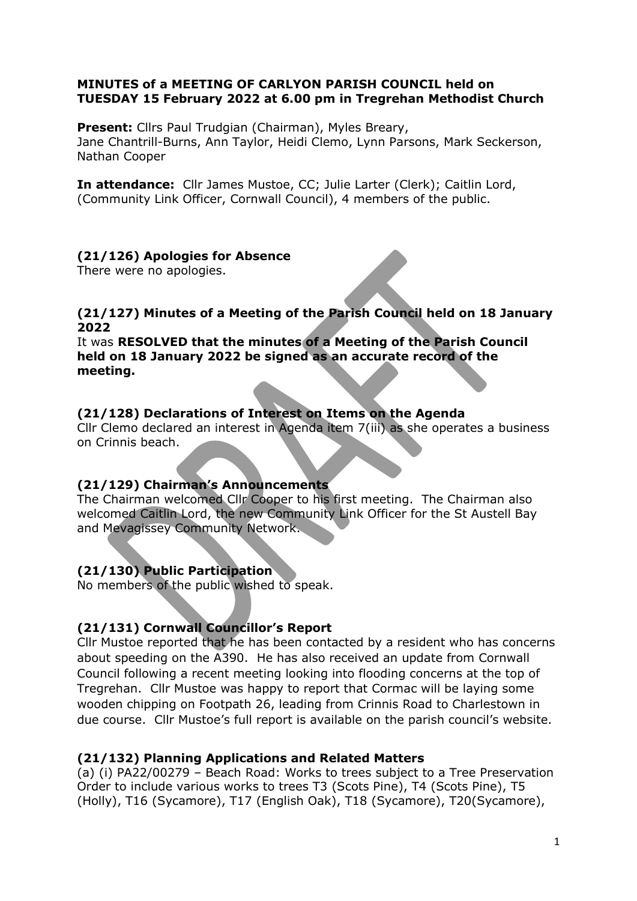**MINUTES of a MEETING OF CARLYON PARISH COUNCIL held on TUESDAY 15 February 2022 at 6.00 pm in Tregrehan Methodist Church**

**Present:** Cllrs Paul Trudgian (Chairman), Myles Breary, Jane Chantrill-Burns, Ann Taylor, Heidi Clemo, Lynn Parsons, Mark Seckerson, Nathan Cooper

**In attendance:** Cllr James Mustoe, CC; Julie Larter (Clerk); Caitlin Lord, (Community Link Officer, Cornwall Council), 4 members of the public.

### (21/126) Apologies for Absence

There were no apologies.

### (21/127) Minutes of a Meeting of the Parish Council held on 18 January 2022

It was **RESOLVED that the minutes of a Meeting of the Parish Council held on 18 January 2022 be signed as an accurate record of the meeting.**

### (21/128) Declarations of Interest on Items on the Agenda

Cllr Clemo declared an interest in Agenda item 7(iii) as she operates a business on Crinnis beach.

### (21/129) Chairman's Announcements

The Chairman welcomed Cllr Cooper to his first meeting. The Chairman also welcomed Caitlin Lord, the new Community Link Officer for the St Austell Bay and Mevagissey Community Network.

### (21/130) Public Participation

No members of the public wished to speak.

### (21/131) Cornwall Councillor's Report

Cllr Mustoe reported that he has been contacted by a resident who has concerns about speeding on the A390. He has also received an update from Cornwall Council following a recent meeting looking into flooding concerns at the top of Tregrehan. Cllr Mustoe was happy to report that Cormac will be laying some wooden chipping on Footpath 26, leading from Crinnis Road to Charlestown in due course. Cllr Mustoe's full report is available on the parish council's website.

### (21/132) Planning Applications and Related Matters

(a) (i) PA22/00279 – Beach Road: Works to trees subject to a Tree Preservation Order to include various works to trees T3 (Scots Pine), T4 (Scots Pine), T5 (Holly), T16 (Sycamore), T17 (English Oak), T18 (Sycamore), T20(Sycamore),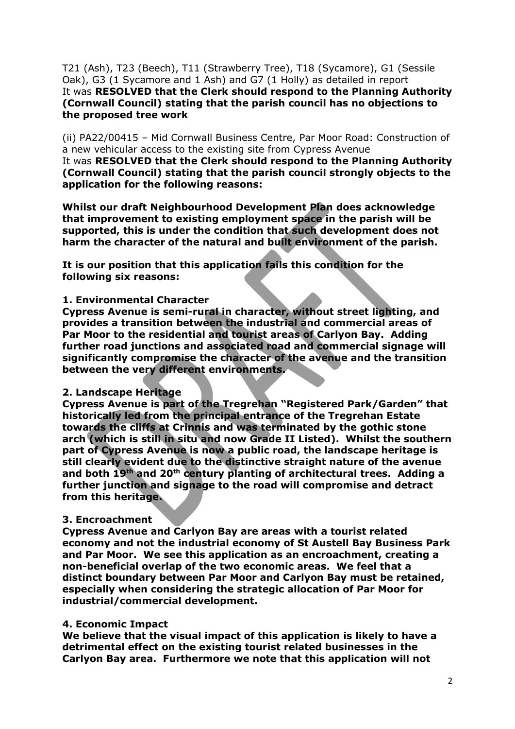T21 (Ash), T23 (Beech), T11 (Strawberry Tree), T18 (Sycamore), G1 (Sessile Oak), G3 (1 Sycamore and 1 Ash) and G7 (1 Holly) as detailed in report
It was **RESOLVED that the Clerk should respond to the Planning Authority (Cornwall Council) stating that the parish council has no objections to the proposed tree work**

(ii) PA22/00415 – Mid Cornwall Business Centre, Par Moor Road: Construction of a new vehicular access to the existing site from Cypress Avenue
It was **RESOLVED that the Clerk should respond to the Planning Authority (Cornwall Council) stating that the parish council strongly objects to the application for the following reasons:**

**Whilst our draft Neighbourhood Development Plan does acknowledge that improvement to existing employment space in the parish will be supported, this is under the condition that such development does not harm the character of the natural and built environment of the parish.**

**It is our position that this application fails this condition for the following six reasons:**

**1. Environmental Character**
**Cypress Avenue is semi-rural in character, without street lighting, and provides a transition between the industrial and commercial areas of Par Moor to the residential and tourist areas of Carlyon Bay. Adding further road junctions and associated road and commercial signage will significantly compromise the character of the avenue and the transition between the very different environments.**

**2. Landscape Heritage**
**Cypress Avenue is part of the Tregrehan "Registered Park/Garden" that historically led from the principal entrance of the Tregrehan Estate towards the cliffs at Crinnis and was terminated by the gothic stone arch (which is still in situ and now Grade II Listed). Whilst the southern part of Cypress Avenue is now a public road, the landscape heritage is still clearly evident due to the distinctive straight nature of the avenue and both 19th and 20th century planting of architectural trees. Adding a further junction and signage to the road will compromise and detract from this heritage.**

**3. Encroachment**
**Cypress Avenue and Carlyon Bay are areas with a tourist related economy and not the industrial economy of St Austell Bay Business Park and Par Moor. We see this application as an encroachment, creating a non-beneficial overlap of the two economic areas. We feel that a distinct boundary between Par Moor and Carlyon Bay must be retained, especially when considering the strategic allocation of Par Moor for industrial/commercial development.**

**4. Economic Impact**
**We believe that the visual impact of this application is likely to have a detrimental effect on the existing tourist related businesses in the Carlyon Bay area. Furthermore we note that this application will not**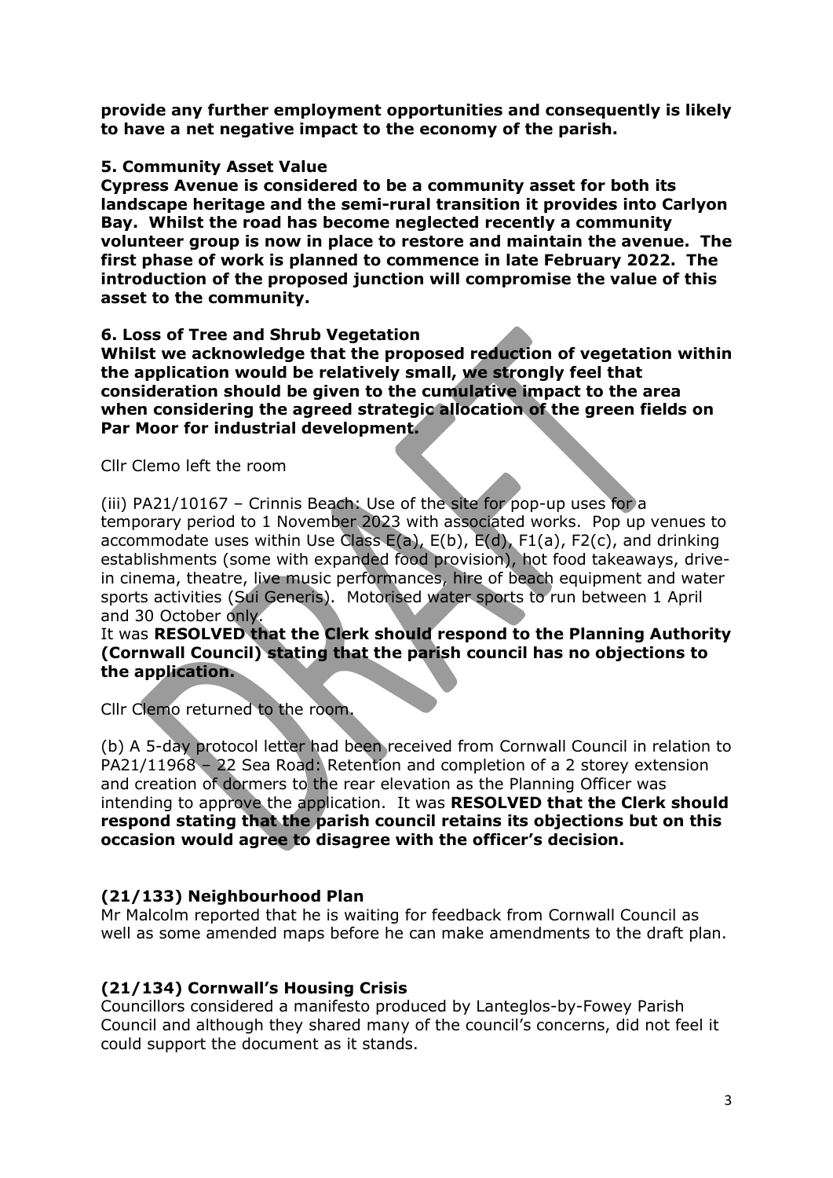**provide any further employment opportunities and consequently is likely to have a net negative impact to the economy of the parish.**

**5. Community Asset Value**
**Cypress Avenue is considered to be a community asset for both its landscape heritage and the semi-rural transition it provides into Carlyon Bay. Whilst the road has become neglected recently a community volunteer group is now in place to restore and maintain the avenue. The first phase of work is planned to commence in late February 2022. The introduction of the proposed junction will compromise the value of this asset to the community.**

**6. Loss of Tree and Shrub Vegetation**
**Whilst we acknowledge that the proposed reduction of vegetation within the application would be relatively small, we strongly feel that consideration should be given to the cumulative impact to the area when considering the agreed strategic allocation of the green fields on Par Moor for industrial development.**

Cllr Clemo left the room

(iii) PA21/10167 – Crinnis Beach: Use of the site for pop-up uses for a temporary period to 1 November 2023 with associated works. Pop up venues to accommodate uses within Use Class E(a), E(b), E(d), F1(a), F2(c), and drinking establishments (some with expanded food provision), hot food takeaways, drive-in cinema, theatre, live music performances, hire of beach equipment and water sports activities (Sui Generis). Motorised water sports to run between 1 April and 30 October only.
It was **RESOLVED that the Clerk should respond to the Planning Authority (Cornwall Council) stating that the parish council has no objections to the application.**

Cllr Clemo returned to the room.

(b) A 5-day protocol letter had been received from Cornwall Council in relation to PA21/11968 – 22 Sea Road: Retention and completion of a 2 storey extension and creation of dormers to the rear elevation as the Planning Officer was intending to approve the application. It was **RESOLVED that the Clerk should respond stating that the parish council retains its objections but on this occasion would agree to disagree with the officer's decision.**

### (21/133) Neighbourhood Plan

Mr Malcolm reported that he is waiting for feedback from Cornwall Council as well as some amended maps before he can make amendments to the draft plan.

### (21/134) Cornwall's Housing Crisis

Councillors considered a manifesto produced by Lanteglos-by-Fowey Parish Council and although they shared many of the council's concerns, did not feel it could support the document as it stands.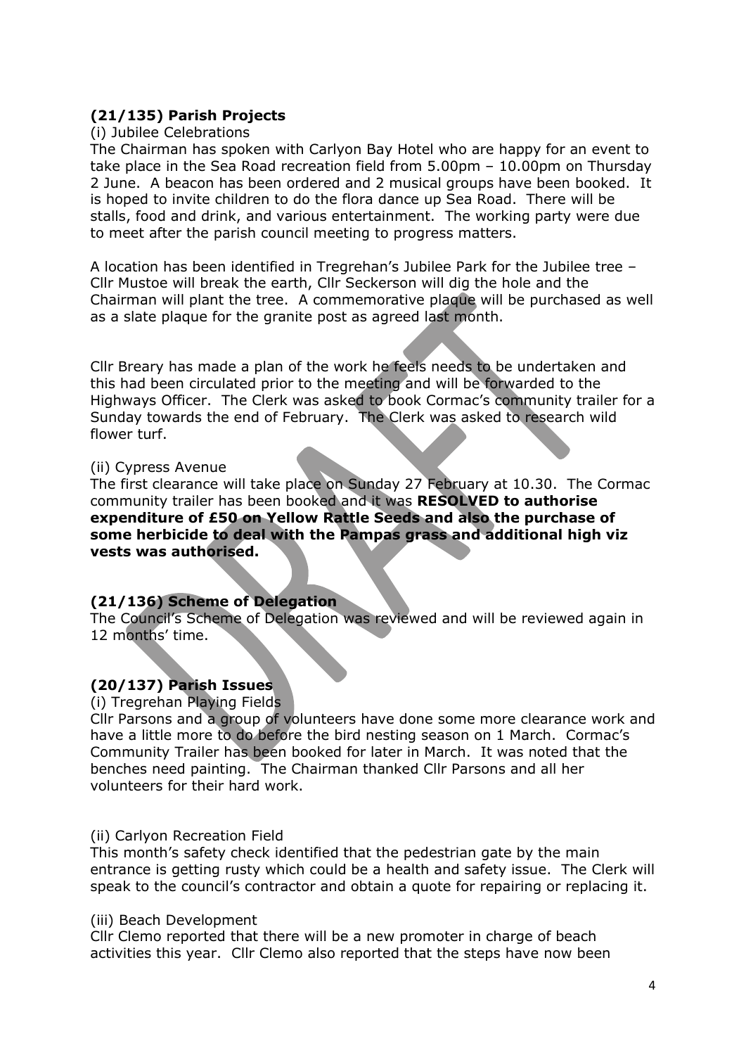### (21/135) Parish Projects

(i) Jubilee Celebrations

The Chairman has spoken with Carlyon Bay Hotel who are happy for an event to take place in the Sea Road recreation field from 5.00pm – 10.00pm on Thursday 2 June. A beacon has been ordered and 2 musical groups have been booked. It is hoped to invite children to do the flora dance up Sea Road. There will be stalls, food and drink, and various entertainment. The working party were due to meet after the parish council meeting to progress matters.

A location has been identified in Tregrehan's Jubilee Park for the Jubilee tree – Cllr Mustoe will break the earth, Cllr Seckerson will dig the hole and the Chairman will plant the tree. A commemorative plaque will be purchased as well as a slate plaque for the granite post as agreed last month.

Cllr Breary has made a plan of the work he feels needs to be undertaken and this had been circulated prior to the meeting and will be forwarded to the Highways Officer. The Clerk was asked to book Cormac's community trailer for a Sunday towards the end of February. The Clerk was asked to research wild flower turf.

(ii) Cypress Avenue

The first clearance will take place on Sunday 27 February at 10.30. The Cormac community trailer has been booked and it was **RESOLVED to authorise expenditure of £50 on Yellow Rattle Seeds and also the purchase of some herbicide to deal with the Pampas grass and additional high viz vests was authorised.**

### (21/136) Scheme of Delegation

The Council's Scheme of Delegation was reviewed and will be reviewed again in 12 months' time.

### (20/137) Parish Issues

(i) Tregrehan Playing Fields

Cllr Parsons and a group of volunteers have done some more clearance work and have a little more to do before the bird nesting season on 1 March. Cormac's Community Trailer has been booked for later in March. It was noted that the benches need painting. The Chairman thanked Cllr Parsons and all her volunteers for their hard work.

(ii) Carlyon Recreation Field

This month's safety check identified that the pedestrian gate by the main entrance is getting rusty which could be a health and safety issue. The Clerk will speak to the council's contractor and obtain a quote for repairing or replacing it.

(iii) Beach Development

Cllr Clemo reported that there will be a new promoter in charge of beach activities this year. Cllr Clemo also reported that the steps have now been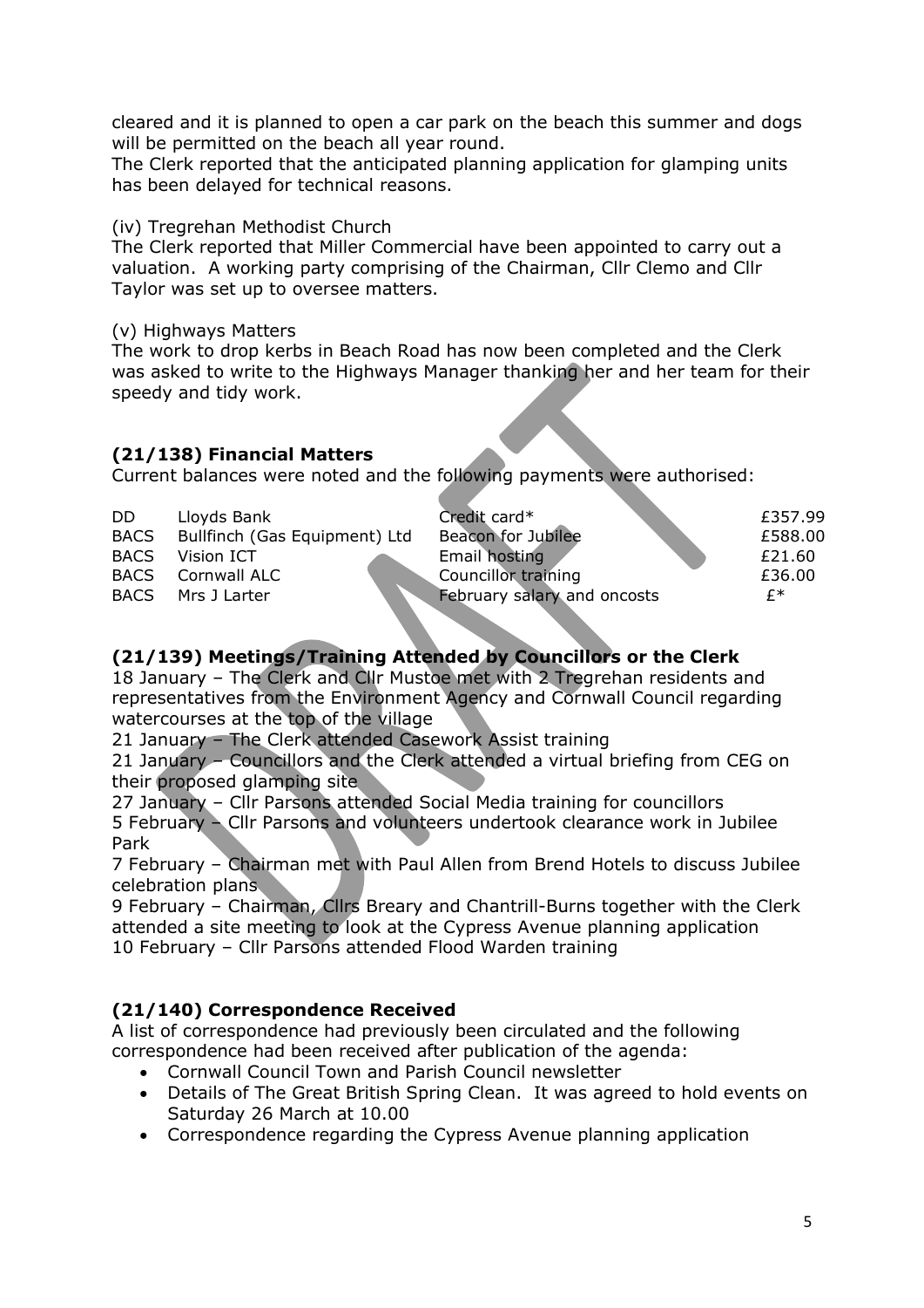cleared and it is planned to open a car park on the beach this summer and dogs will be permitted on the beach all year round.
The Clerk reported that the anticipated planning application for glamping units has been delayed for technical reasons.

(iv) Tregrehan Methodist Church
The Clerk reported that Miller Commercial have been appointed to carry out a valuation. A working party comprising of the Chairman, Cllr Clemo and Cllr Taylor was set up to oversee matters.

(v) Highways Matters
The work to drop kerbs in Beach Road has now been completed and the Clerk was asked to write to the Highways Manager thanking her and her team for their speedy and tidy work.

## (21/138) Financial Matters

Current balances were noted and the following payments were authorised:

| | | | |
|---|---|---|---|
| DD | Lloyds Bank | Credit card* | £357.99 |
| BACS | Bullfinch (Gas Equipment) Ltd | Beacon for Jubilee | £588.00 |
| BACS | Vision ICT | Email hosting | £21.60 |
| BACS | Cornwall ALC | Councillor training | £36.00 |
| BACS | Mrs J Larter | February salary and oncosts | £* |

## (21/139) Meetings/Training Attended by Councillors or the Clerk

18 January – The Clerk and Cllr Mustoe met with 2 Tregrehan residents and representatives from the Environment Agency and Cornwall Council regarding watercourses at the top of the village
21 January – The Clerk attended Casework Assist training
21 January – Councillors and the Clerk attended a virtual briefing from CEG on their proposed glamping site
27 January – Cllr Parsons attended Social Media training for councillors
5 February – Cllr Parsons and volunteers undertook clearance work in Jubilee Park
7 February – Chairman met with Paul Allen from Brend Hotels to discuss Jubilee celebration plans
9 February – Chairman, Cllrs Breary and Chantrill-Burns together with the Clerk attended a site meeting to look at the Cypress Avenue planning application
10 February – Cllr Parsons attended Flood Warden training

## (21/140) Correspondence Received

A list of correspondence had previously been circulated and the following correspondence had been received after publication of the agenda:

- Cornwall Council Town and Parish Council newsletter
- Details of The Great British Spring Clean. It was agreed to hold events on Saturday 26 March at 10.00
- Correspondence regarding the Cypress Avenue planning application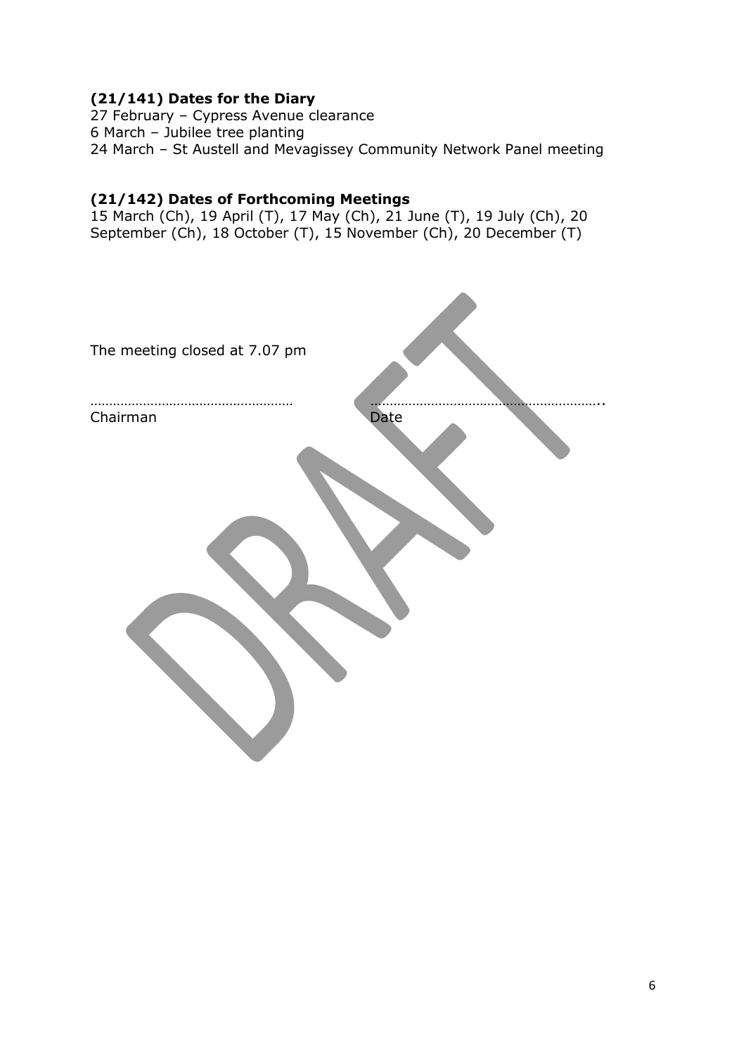**(21/141) Dates for the Diary**

27 February – Cypress Avenue clearance
6 March – Jubilee tree planting
24 March – St Austell and Mevagissey Community Network Panel meeting

**(21/142) Dates of Forthcoming Meetings**

15 March (Ch), 19 April (T), 17 May (Ch), 21 June (T), 19 July (Ch), 20 September (Ch), 18 October (T), 15 November (Ch), 20 December (T)

The meeting closed at 7.07 pm

……………………………………………… ……………………………………………………..
Chairman Date

DRAFT